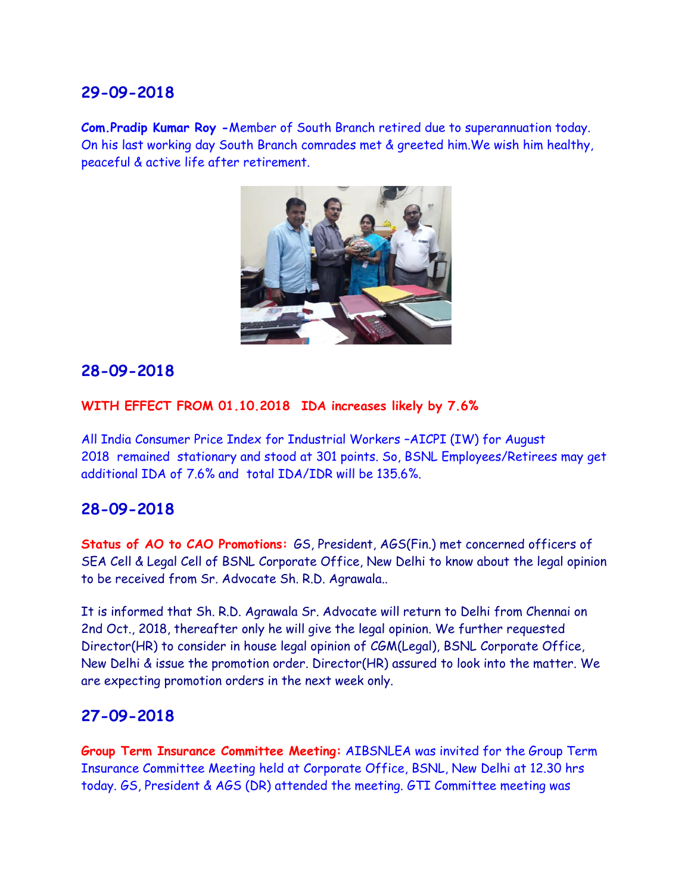## 29-09-2018

**Com.Pradip Kumar Roy -**Member of South Branch retired due to superannuation today. On his last working day South Branch comrades met & greeted him.We wish him healthy, peaceful & active life after retirement.

## 28-09-2018

**WITH EFFECT FROM 01.10.2018 IDA increases likely by 7.6%**

All India Consumer Price Index for Industrial Workers –AICPI (IW) for August 2018 remained stationary and stood at 301 points. So, BSNL Employees/Retirees may get additional IDA of 7.6% and total IDA/IDR will be 135.6%.

## 28-09-2018

**Status of AO to CAO Promotions:** GS, President, AGS(Fin.) met concerned officers of SEA Cell & Legal Cell of BSNL Corporate Office, New Delhi to know about the legal opinion to be received from Sr. Advocate Sh. R.D. Agrawala..

It is informed that Sh. R.D. Agrawala Sr. Advocate will return to Delhi from Chennai on 2nd Oct., 2018, thereafter only he will give the legal opinion. We further requested Director(HR) to consider in house legal opinion of CGM(Legal), BSNL Corporate Office, New Delhi & issue the promotion order. Director(HR) assured to look into the matter. We are expecting promotion orders in the next week only.

## 27-09-2018

**Group Term Insurance Committee Meeting:** AIBSNLEA was invited for the Group Term Insurance Committee Meeting held at Corporate Office, BSNL, New Delhi at 12.30 hrs today. GS, President & AGS (DR) attended the meeting. GTI Committee meeting was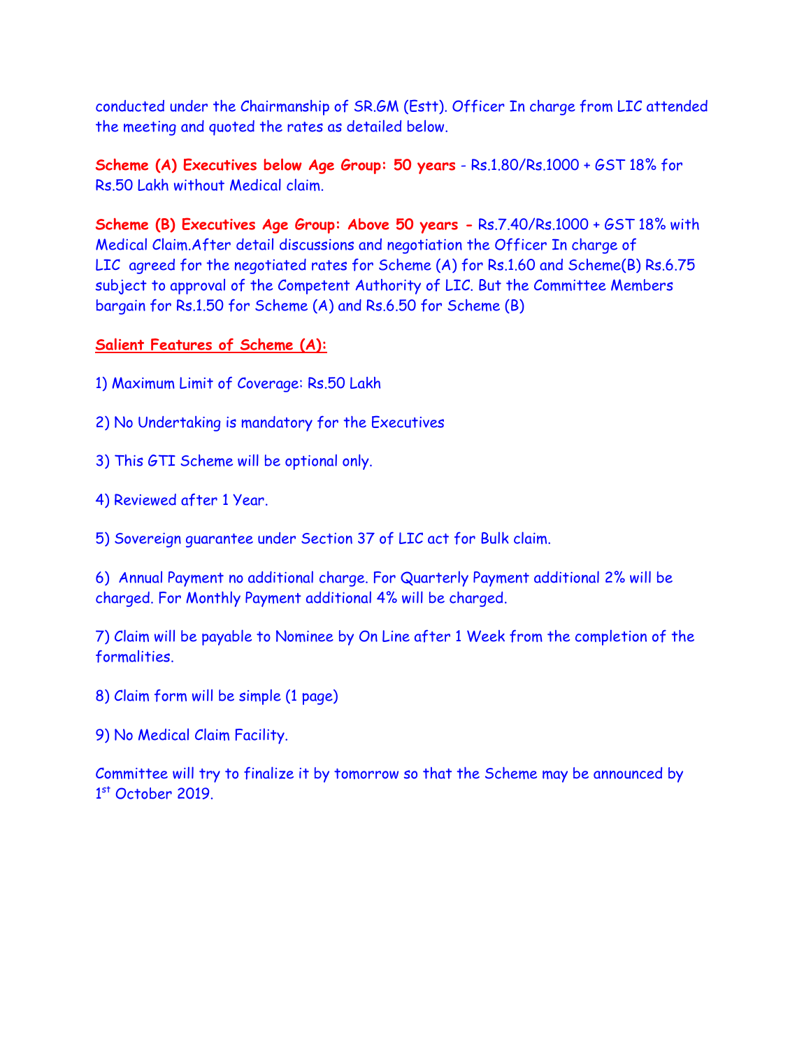conducted under the Chairmanship of SR.GM (Estt). Officer In charge from LIC attended the meeting and quoted the rates as detailed below.

**Scheme (A) Executives below Age Group: 50 years** - Rs.1.80/Rs.1000 + GST 18% for Rs.50 Lakh without Medical claim.

**Scheme (B) Executives Age Group: Above 50 years -** Rs.7.40/Rs.1000 + GST 18% with Medical Claim.After detail discussions and negotiation the Officer In charge of LIC agreed for the negotiated rates for Scheme (A) for Rs.1.60 and Scheme(B) Rs.6.75 subject to approval of the Competent Authority of LIC. But the Committee Members bargain for Rs.1.50 for Scheme (A) and Rs.6.50 for Scheme (B)

**Salient Features of Scheme (A):**

1) Maximum Limit of Coverage: Rs.50 Lakh

2) No Undertaking is mandatory for the Executives

3) This GTI Scheme will be optional only.

4) Reviewed after 1 Year.

5) Sovereign guarantee under Section 37 of LIC act for Bulk claim.

6) Annual Payment no additional charge. For Quarterly Payment additional 2% will be charged. For Monthly Payment additional 4% will be charged.

7) Claim will be payable to Nominee by On Line after 1 Week from the completion of the formalities.

8) Claim form will be simple (1 page)

9) No Medical Claim Facility.

Committee will try to finalize it by tomorrow so that the Scheme may be announced by 1st October 2019.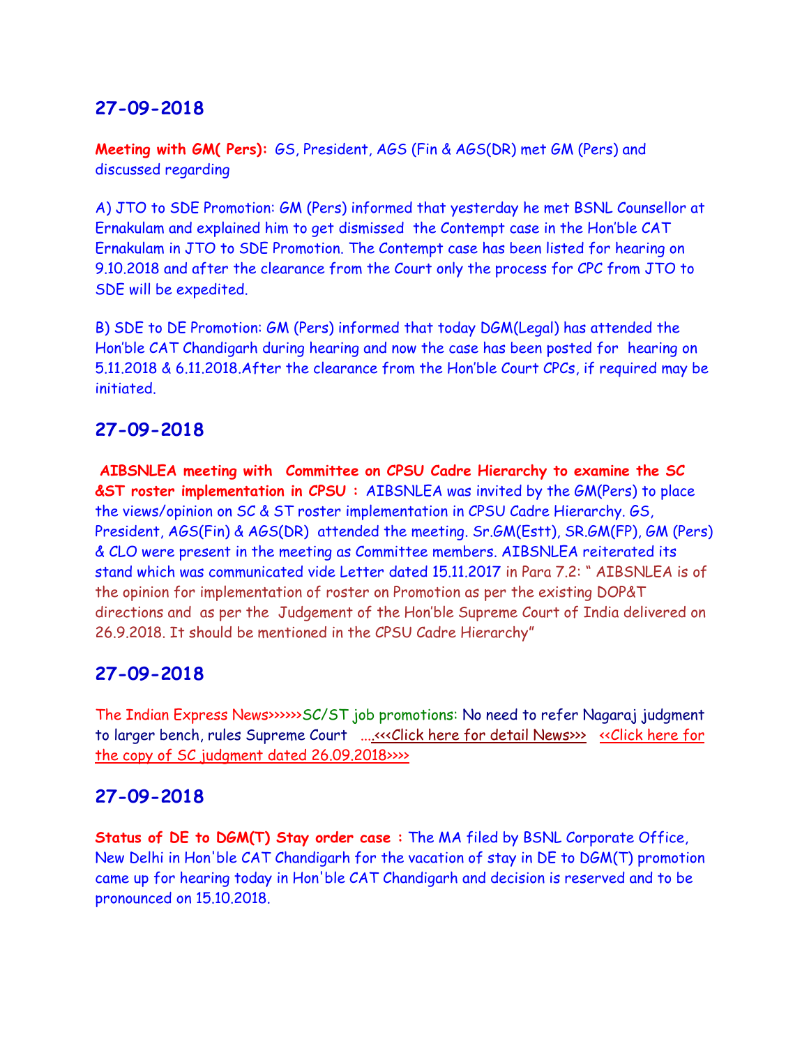## 27-09-2018

**Meeting with GM( Pers):** GS, President, AGS (Fin & AGS(DR) met GM (Pers) and discussed regarding

A) JTO to SDE Promotion: GM (Pers) informed that yesterday he met BSNL Counsellor at Ernakulam and explained him to get dismissed the Contempt case in the Hon'ble CAT Ernakulam in JTO to SDE Promotion. The Contempt case has been listed for hearing on 9.10.2018 and after the clearance from the Court only the process for CPC from JTO to SDE will be expedited.

B) SDE to DE Promotion: GM (Pers) informed that today DGM(Legal) has attended the Hon'ble CAT Chandigarh during hearing and now the case has been posted for hearing on 5.11.2018 & 6.11.2018.After the clearance from the Hon'ble Court CPCs, if required may be initiated.

## 27-09-2018

**AIBSNLEA meeting with Committee on CPSU Cadre Hierarchy to examine the SC &ST roster implementation in CPSU :** AIBSNLEA was invited by the GM(Pers) to place the views/opinion on SC & ST roster implementation in CPSU Cadre Hierarchy. GS, President, AGS(Fin) & AGS(DR) attended the meeting. Sr.GM(Estt), SR.GM(FP), GM (Pers) & CLO were present in the meeting as Committee members. AIBSNLEA reiterated its stand which was communicated vide Letter dated 15.11.2017 in Para 7.2: " AIBSNLEA is of the opinion for implementation of roster on Promotion as per the existing DOP&T directions and as per the Judgement of the Hon'ble Supreme Court of India delivered on 26.9.2018. It should be mentioned in the CPSU Cadre Hierarchy"

## 27-09-2018

The Indian Express News›››››› SC/ST job promotions: No need to refer Nagaraj judgment to larger bench, rules Supreme Court ....‹‹‹Click here for detail News››› ‹‹Click here for the copy of SC judgment dated 26.09.2018››››

## 27-09-2018

**Status of DE to DGM(T) Stay order case :** The MA filed by BSNL Corporate Office, New Delhi in Hon'ble CAT Chandigarh for the vacation of stay in DE to DGM(T) promotion came up for hearing today in Hon'ble CAT Chandigarh and decision is reserved and to be pronounced on 15.10.2018.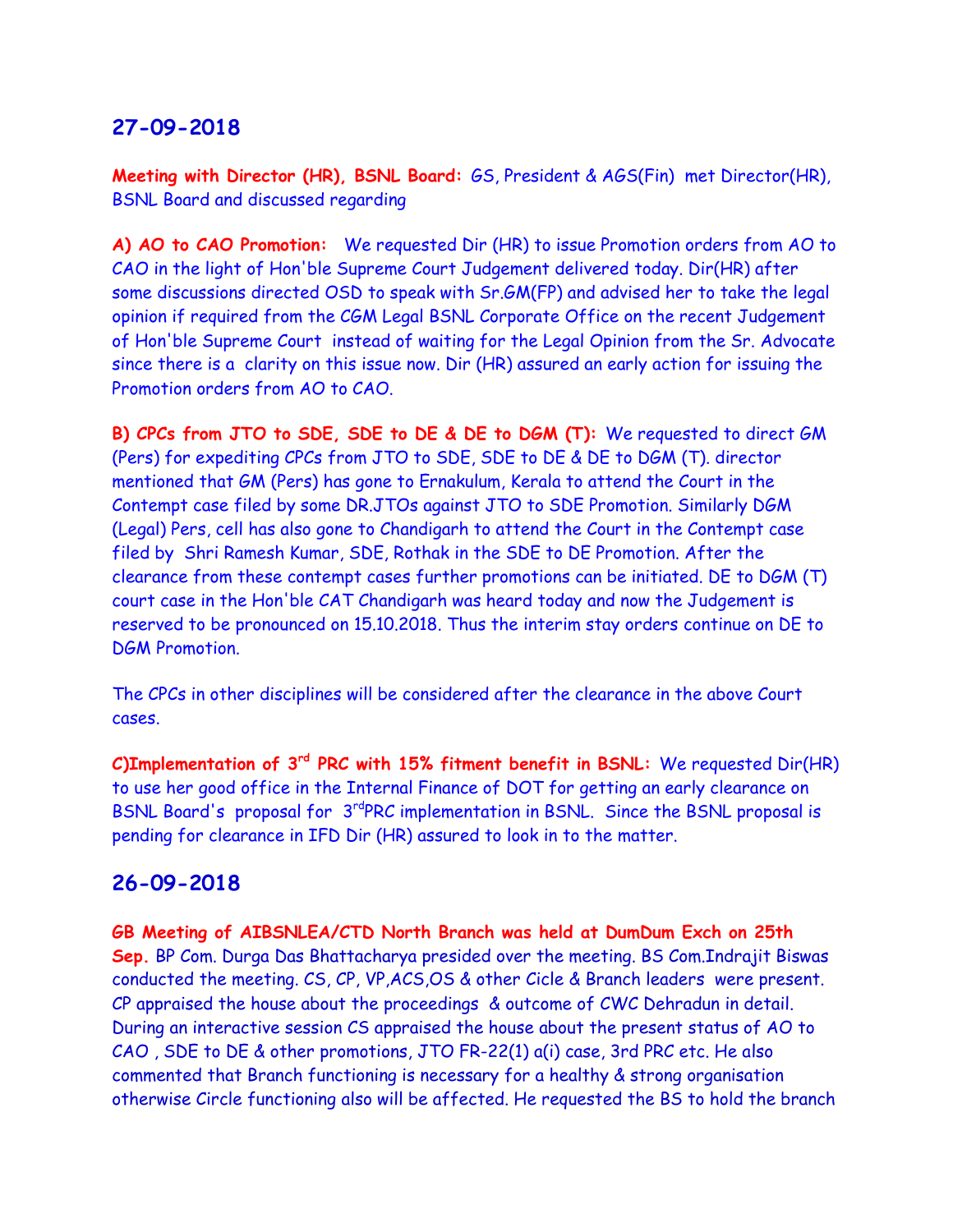## 27-09-2018

**Meeting with Director (HR), BSNL Board:** GS, President & AGS(Fin) met Director(HR), BSNL Board and discussed regarding

**A) AO to CAO Promotion:** We requested Dir (HR) to issue Promotion orders from AO to CAO in the light of Hon'ble Supreme Court Judgement delivered today. Dir(HR) after some discussions directed OSD to speak with Sr.GM(FP) and advised her to take the legal opinion if required from the CGM Legal BSNL Corporate Office on the recent Judgement of Hon'ble Supreme Court instead of waiting for the Legal Opinion from the Sr. Advocate since there is a clarity on this issue now. Dir (HR) assured an early action for issuing the Promotion orders from AO to CAO.

**B) CPCs from JTO to SDE, SDE to DE & DE to DGM (T):** We requested to direct GM (Pers) for expediting CPCs from JTO to SDE, SDE to DE & DE to DGM (T). director mentioned that GM (Pers) has gone to Ernakulum, Kerala to attend the Court in the Contempt case filed by some DR.JTOs against JTO to SDE Promotion. Similarly DGM (Legal) Pers, cell has also gone to Chandigarh to attend the Court in the Contempt case filed by Shri Ramesh Kumar, SDE, Rothak in the SDE to DE Promotion. After the clearance from these contempt cases further promotions can be initiated. DE to DGM (T) court case in the Hon'ble CAT Chandigarh was heard today and now the Judgement is reserved to be pronounced on 15.10.2018. Thus the interim stay orders continue on DE to DGM Promotion.

The CPCs in other disciplines will be considered after the clearance in the above Court cases.

**C)Implementation of 3rd PRC with 15% fitment benefit in BSNL:** We requested Dir(HR) to use her good office in the Internal Finance of DOT for getting an early clearance on BSNL Board's proposal for 3rdPRC implementation in BSNL. Since the BSNL proposal is pending for clearance in IFD Dir (HR) assured to look in to the matter.

## 26-09-2018

**GB Meeting of AIBSNLEA/CTD North Branch was held at DumDum Exch on 25th Sep.** BP Com. Durga Das Bhattacharya presided over the meeting. BS Com.Indrajit Biswas conducted the meeting. CS, CP, VP,ACS,OS & other Cicle & Branch leaders were present. CP appraised the house about the proceedings & outcome of CWC Dehradun in detail. During an interactive session CS appraised the house about the present status of AO to CAO , SDE to DE & other promotions, JTO FR-22(1) a(i) case, 3rd PRC etc. He also commented that Branch functioning is necessary for a healthy & strong organisation otherwise Circle functioning also will be affected. He requested the BS to hold the branch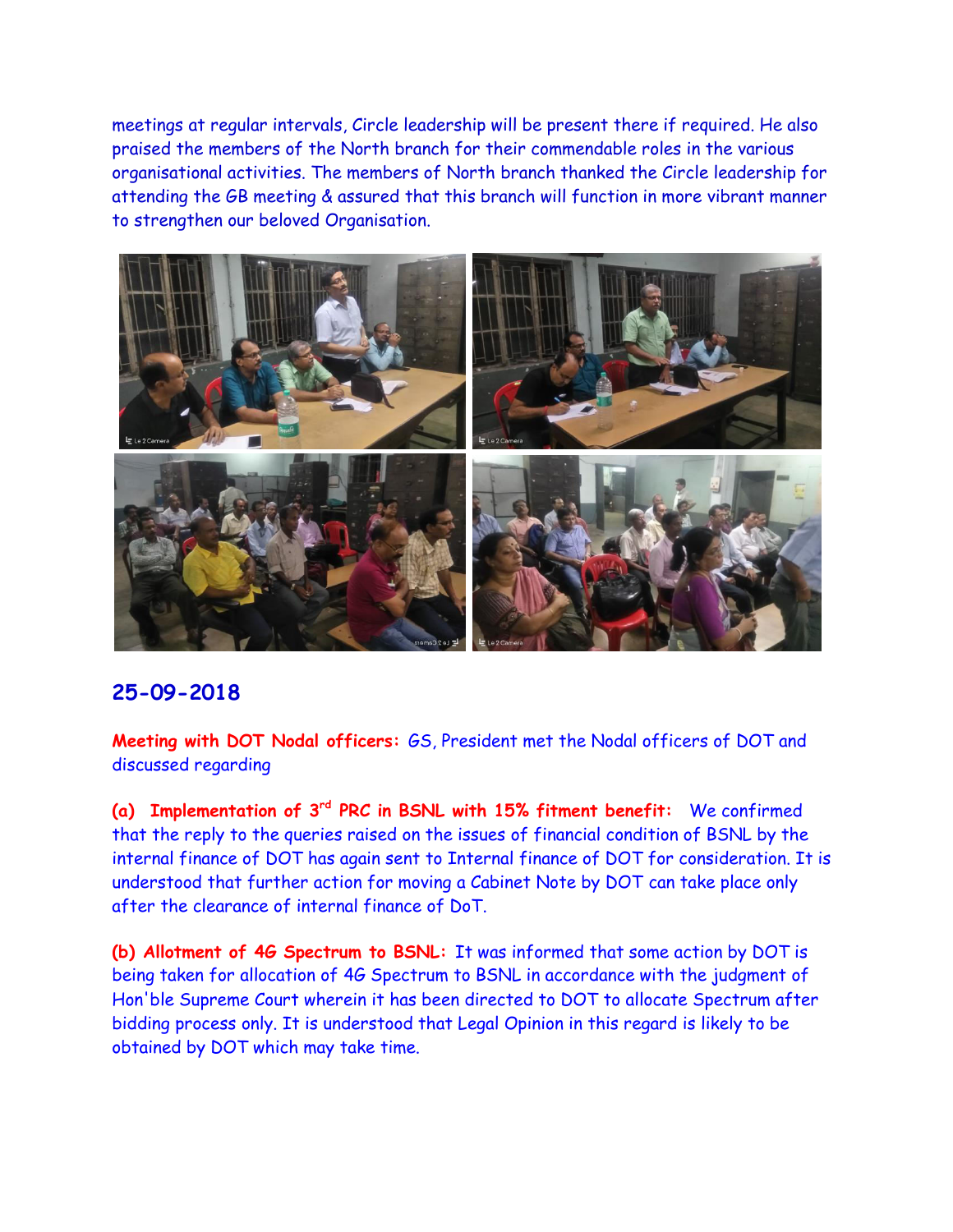meetings at regular intervals, Circle leadership will be present there if required. He also praised the members of the North branch for their commendable roles in the various organisational activities. The members of North branch thanked the Circle leadership for attending the GB meeting & assured that this branch will function in more vibrant manner to strengthen our beloved Organisation.

## 25-09-2018

**Meeting with DOT Nodal officers:** GS, President met the Nodal officers of DOT and discussed regarding

**(a) Implementation of 3rd PRC in BSNL with 15% fitment benefit:** We confirmed that the reply to the queries raised on the issues of financial condition of BSNL by the internal finance of DOT has again sent to Internal finance of DOT for consideration. It is understood that further action for moving a Cabinet Note by DOT can take place only after the clearance of internal finance of DoT.

**(b) Allotment of 4G Spectrum to BSNL:** It was informed that some action by DOT is being taken for allocation of 4G Spectrum to BSNL in accordance with the judgment of Hon'ble Supreme Court wherein it has been directed to DOT to allocate Spectrum after bidding process only. It is understood that Legal Opinion in this regard is likely to be obtained by DOT which may take time.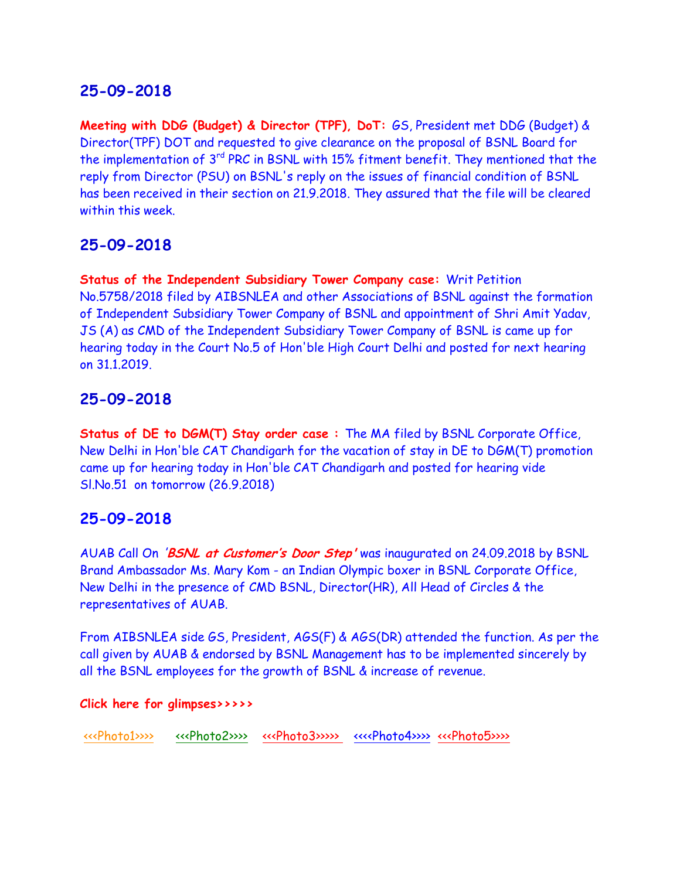## 25-09-2018

**Meeting with DDG (Budget) & Director (TPF), DoT:** GS, President met DDG (Budget) & Director(TPF) DOT and requested to give clearance on the proposal of BSNL Board for the implementation of 3rd PRC in BSNL with 15% fitment benefit. They mentioned that the reply from Director (PSU) on BSNL's reply on the issues of financial condition of BSNL has been received in their section on 21.9.2018. They assured that the file will be cleared within this week.

## 25-09-2018

**Status of the Independent Subsidiary Tower Company case:** Writ Petition No.5758/2018 filed by AIBSNLEA and other Associations of BSNL against the formation of Independent Subsidiary Tower Company of BSNL and appointment of Shri Amit Yadav, JS (A) as CMD of the Independent Subsidiary Tower Company of BSNL is came up for hearing today in the Court No.5 of Hon'ble High Court Delhi and posted for next hearing on 31.1.2019.

## 25-09-2018

**Status of DE to DGM(T) Stay order case :** The MA filed by BSNL Corporate Office, New Delhi in Hon'ble CAT Chandigarh for the vacation of stay in DE to DGM(T) promotion came up for hearing today in Hon'ble CAT Chandigarh and posted for hearing vide Sl.No.51 on tomorrow (26.9.2018)

## 25-09-2018

AUAB Call On ***'BSNL at Customer's Door Step'*** was inaugurated on 24.09.2018 by BSNL Brand Ambassador Ms. Mary Kom - an Indian Olympic boxer in BSNL Corporate Office, New Delhi in the presence of CMD BSNL, Director(HR), All Head of Circles & the representatives of AUAB.

From AIBSNLEA side GS, President, AGS(F) & AGS(DR) attended the function. As per the call given by AUAB & endorsed by BSNL Management has to be implemented sincerely by all the BSNL employees for the growth of BSNL & increase of revenue.

**Click here for glimpses>>>>>**

<<<Photo1>>>> <<<Photo2>>>> <<<Photo3>>>>> <<<<Photo4>>>> <<<Photo5>>>>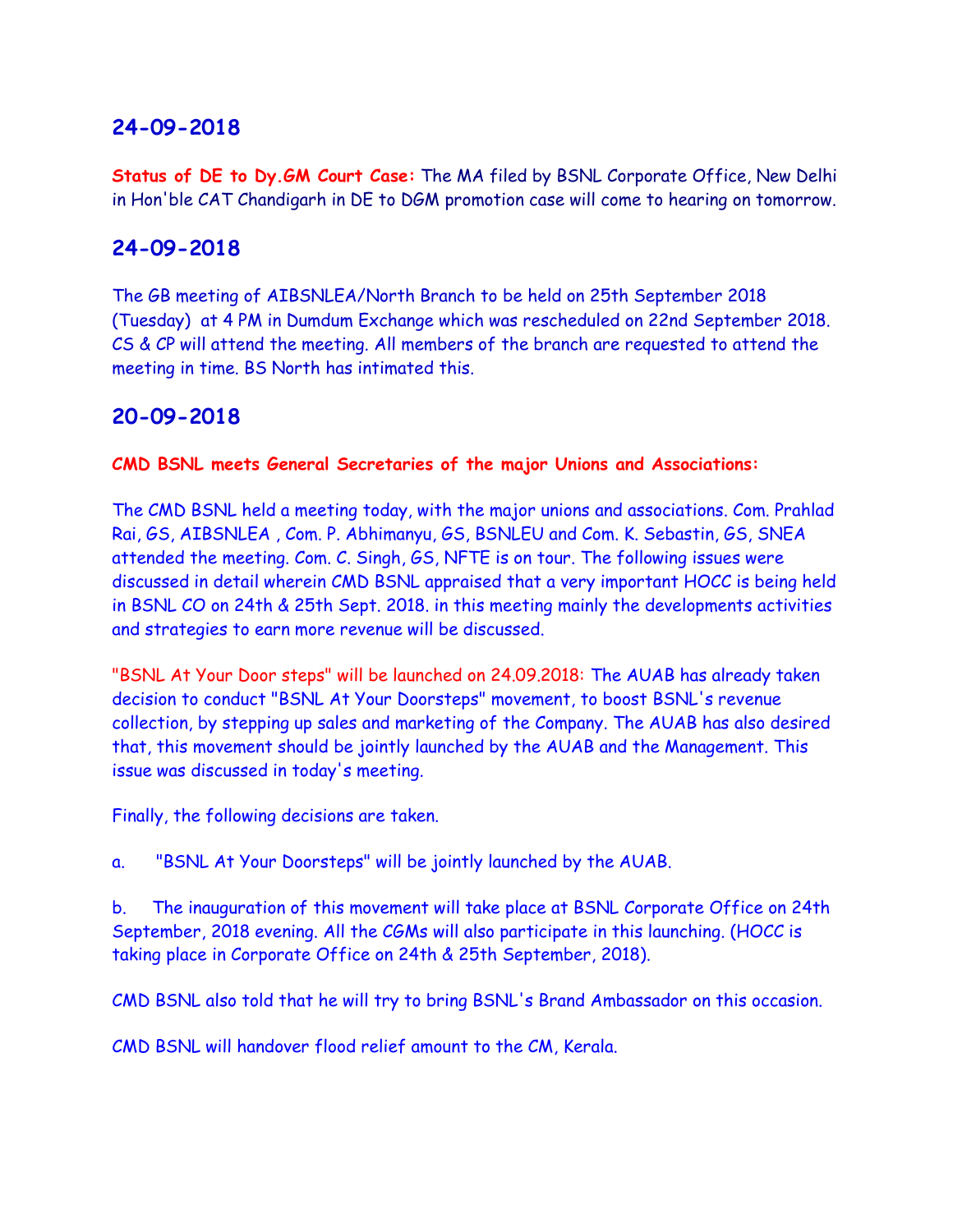## 24-09-2018

**Status of DE to Dy.GM Court Case:** The MA filed by BSNL Corporate Office, New Delhi in Hon'ble CAT Chandigarh in DE to DGM promotion case will come to hearing on tomorrow.

## 24-09-2018

The GB meeting of AIBSNLEA/North Branch to be held on 25th September 2018 (Tuesday) at 4 PM in Dumdum Exchange which was rescheduled on 22nd September 2018. CS & CP will attend the meeting. All members of the branch are requested to attend the meeting in time. BS North has intimated this.

## 20-09-2018

**CMD BSNL meets General Secretaries of the major Unions and Associations:**

The CMD BSNL held a meeting today, with the major unions and associations. Com. Prahlad Rai, GS, AIBSNLEA , Com. P. Abhimanyu, GS, BSNLEU and Com. K. Sebastin, GS, SNEA attended the meeting. Com. C. Singh, GS, NFTE is on tour. The following issues were discussed in detail wherein CMD BSNL appraised that a very important HOCC is being held in BSNL CO on 24th & 25th Sept. 2018. in this meeting mainly the developments activities and strategies to earn more revenue will be discussed.

"BSNL At Your Door steps" will be launched on 24.09.2018: The AUAB has already taken decision to conduct "BSNL At Your Doorsteps" movement, to boost BSNL's revenue collection, by stepping up sales and marketing of the Company. The AUAB has also desired that, this movement should be jointly launched by the AUAB and the Management. This issue was discussed in today's meeting.

Finally, the following decisions are taken.

a. "BSNL At Your Doorsteps" will be jointly launched by the AUAB.

b. The inauguration of this movement will take place at BSNL Corporate Office on 24th September, 2018 evening. All the CGMs will also participate in this launching. (HOCC is taking place in Corporate Office on 24th & 25th September, 2018).

CMD BSNL also told that he will try to bring BSNL's Brand Ambassador on this occasion.

CMD BSNL will handover flood relief amount to the CM, Kerala.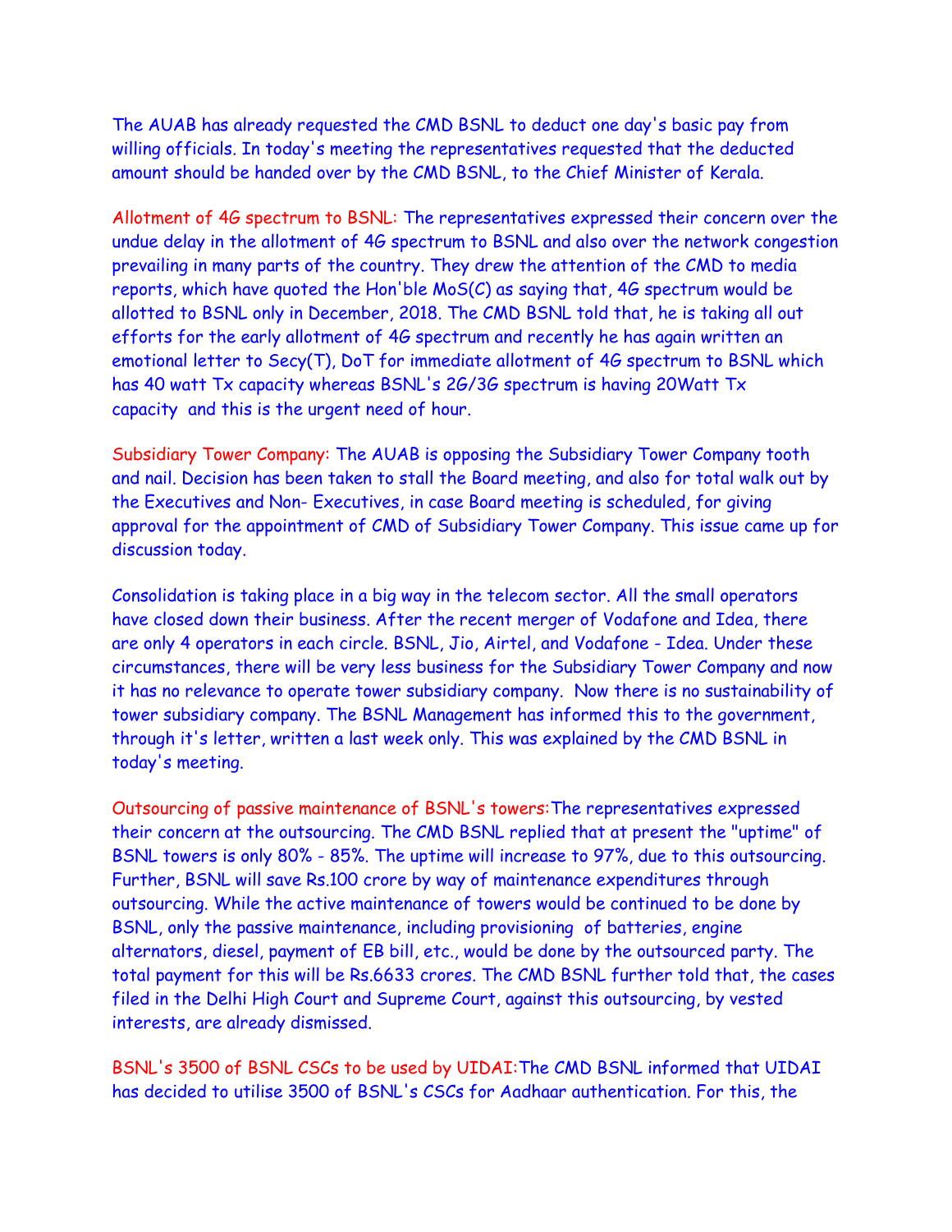The AUAB has already requested the CMD BSNL to deduct one day's basic pay from willing officials. In today's meeting the representatives requested that the deducted amount should be handed over by the CMD BSNL, to the Chief Minister of Kerala.

**Allotment of 4G spectrum to BSNL:** The representatives expressed their concern over the undue delay in the allotment of 4G spectrum to BSNL and also over the network congestion prevailing in many parts of the country. They drew the attention of the CMD to media reports, which have quoted the Hon'ble MoS(C) as saying that, 4G spectrum would be allotted to BSNL only in December, 2018. The CMD BSNL told that, he is taking all out efforts for the early allotment of 4G spectrum and recently he has again written an emotional letter to Secy(T), DoT for immediate allotment of 4G spectrum to BSNL which has 40 watt Tx capacity whereas BSNL's 2G/3G spectrum is having 20Watt Tx capacity  and this is the urgent need of hour.

**Subsidiary Tower Company:** The AUAB is opposing the Subsidiary Tower Company tooth and nail. Decision has been taken to stall the Board meeting, and also for total walk out by the Executives and Non- Executives, in case Board meeting is scheduled, for giving approval for the appointment of CMD of Subsidiary Tower Company. This issue came up for discussion today.

Consolidation is taking place in a big way in the telecom sector. All the small operators have closed down their business. After the recent merger of Vodafone and Idea, there are only 4 operators in each circle. BSNL, Jio, Airtel, and Vodafone - Idea. Under these circumstances, there will be very less business for the Subsidiary Tower Company and now it has no relevance to operate tower subsidiary company.  Now there is no sustainability of tower subsidiary company. The BSNL Management has informed this to the government, through it's letter, written a last week only. This was explained by the CMD BSNL in today's meeting.

**Outsourcing of passive maintenance of BSNL's towers:** The representatives expressed their concern at the outsourcing. The CMD BSNL replied that at present the "uptime" of BSNL towers is only 80% - 85%. The uptime will increase to 97%, due to this outsourcing. Further, BSNL will save Rs.100 crore by way of maintenance expenditures through outsourcing. While the active maintenance of towers would be continued to be done by BSNL, only the passive maintenance, including provisioning  of batteries, engine alternators, diesel, payment of EB bill, etc., would be done by the outsourced party. The total payment for this will be Rs.6633 crores. The CMD BSNL further told that, the cases filed in the Delhi High Court and Supreme Court, against this outsourcing, by vested interests, are already dismissed.

**BSNL's 3500 of BSNL CSCs to be used by UIDAI:** The CMD BSNL informed that UIDAI has decided to utilise 3500 of BSNL's CSCs for Aadhaar authentication. For this, the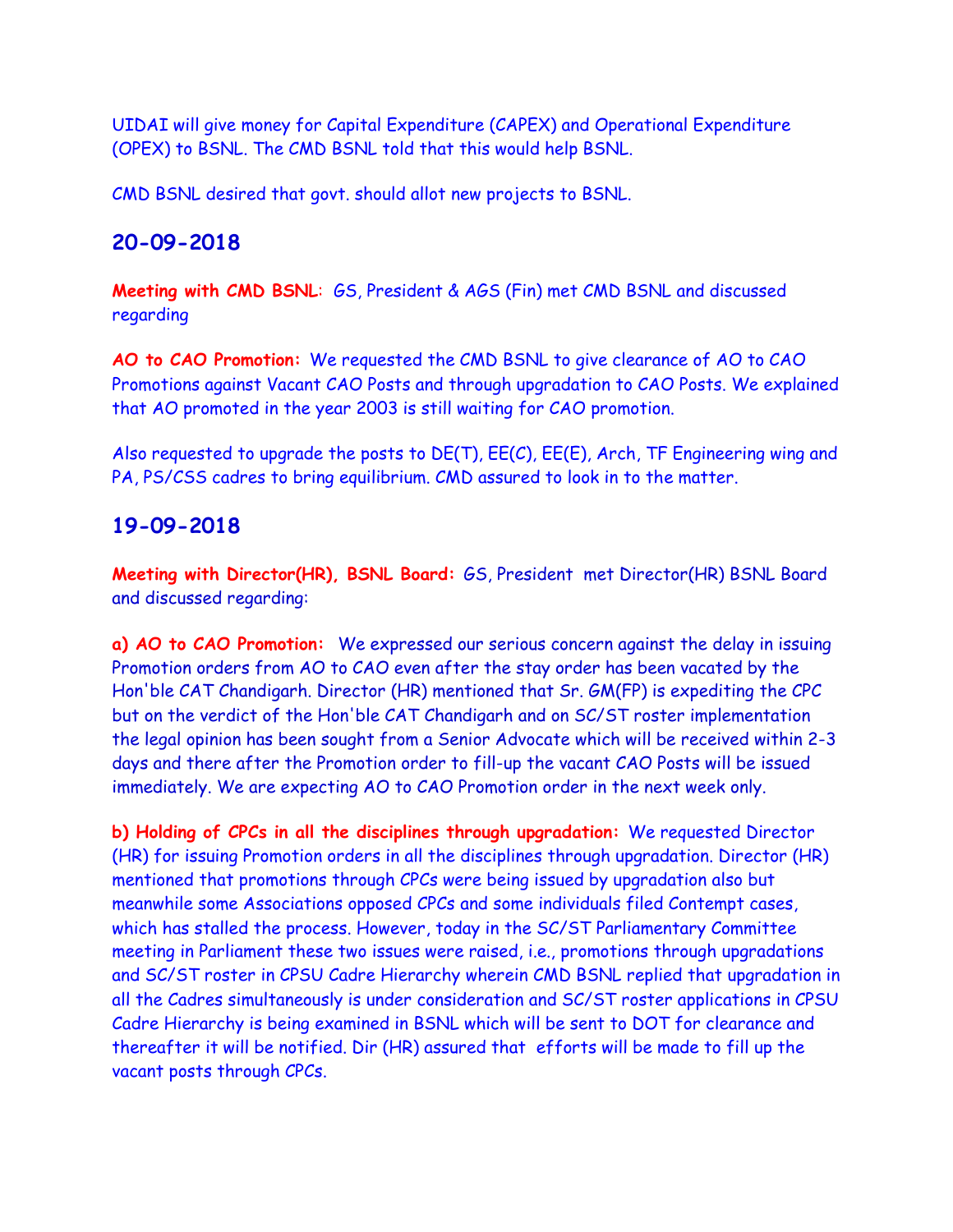UIDAI will give money for Capital Expenditure (CAPEX) and Operational Expenditure (OPEX) to BSNL. The CMD BSNL told that this would help BSNL.

CMD BSNL desired that govt. should allot new projects to BSNL.

## 20-09-2018

**Meeting with CMD BSNL**: GS, President & AGS (Fin) met CMD BSNL and discussed regarding

**AO to CAO Promotion:** We requested the CMD BSNL to give clearance of AO to CAO Promotions against Vacant CAO Posts and through upgradation to CAO Posts. We explained that AO promoted in the year 2003 is still waiting for CAO promotion.

Also requested to upgrade the posts to DE(T), EE(C), EE(E), Arch, TF Engineering wing and PA, PS/CSS cadres to bring equilibrium. CMD assured to look in to the matter.

## 19-09-2018

**Meeting with Director(HR), BSNL Board:** GS, President met Director(HR) BSNL Board and discussed regarding:

**a) AO to CAO Promotion:** We expressed our serious concern against the delay in issuing Promotion orders from AO to CAO even after the stay order has been vacated by the Hon'ble CAT Chandigarh. Director (HR) mentioned that Sr. GM(FP) is expediting the CPC but on the verdict of the Hon'ble CAT Chandigarh and on SC/ST roster implementation the legal opinion has been sought from a Senior Advocate which will be received within 2-3 days and there after the Promotion order to fill-up the vacant CAO Posts will be issued immediately. We are expecting AO to CAO Promotion order in the next week only.

**b) Holding of CPCs in all the disciplines through upgradation:** We requested Director (HR) for issuing Promotion orders in all the disciplines through upgradation. Director (HR) mentioned that promotions through CPCs were being issued by upgradation also but meanwhile some Associations opposed CPCs and some individuals filed Contempt cases, which has stalled the process. However, today in the SC/ST Parliamentary Committee meeting in Parliament these two issues were raised, i.e., promotions through upgradations and SC/ST roster in CPSU Cadre Hierarchy wherein CMD BSNL replied that upgradation in all the Cadres simultaneously is under consideration and SC/ST roster applications in CPSU Cadre Hierarchy is being examined in BSNL which will be sent to DOT for clearance and thereafter it will be notified. Dir (HR) assured that efforts will be made to fill up the vacant posts through CPCs.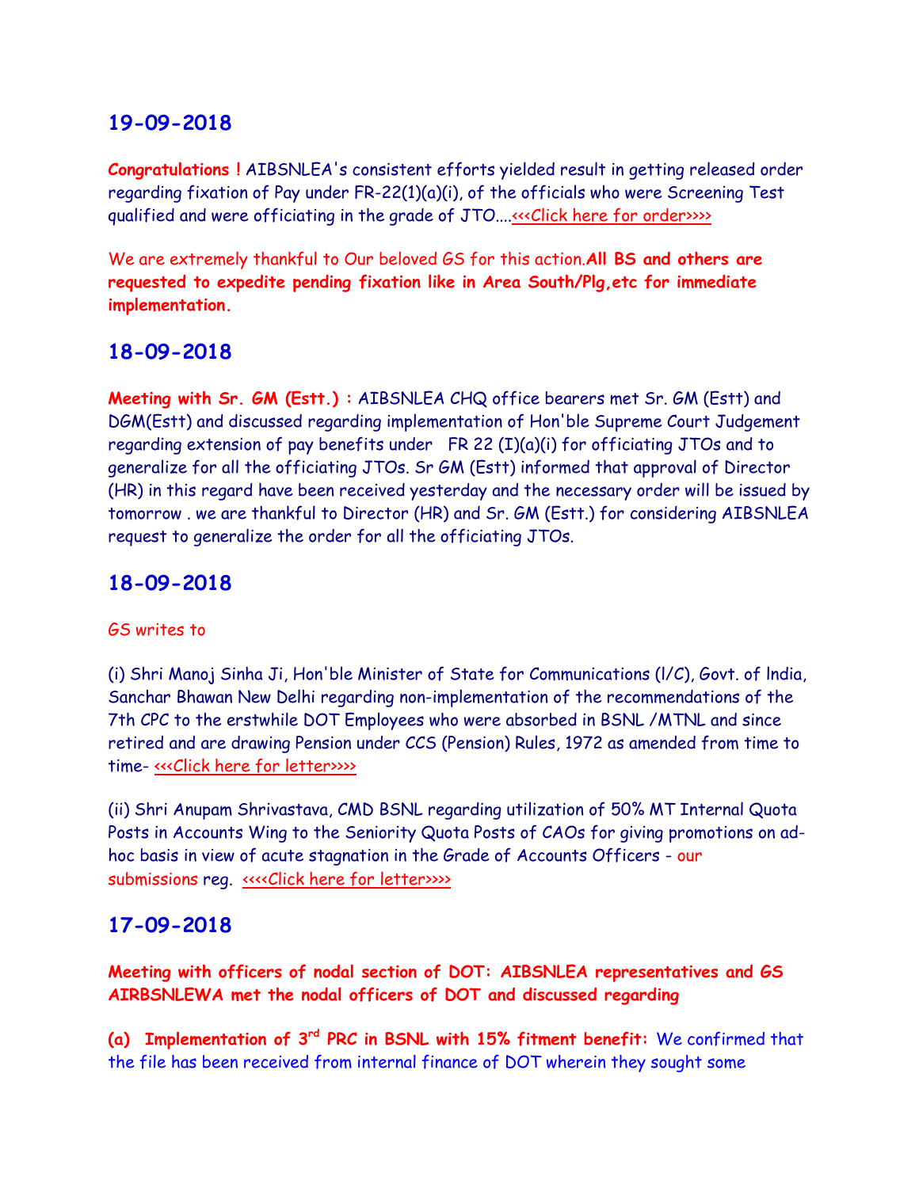## 19-09-2018

**Congratulations !** AIBSNLEA's consistent efforts yielded result in getting released order regarding fixation of Pay under FR-22(1)(a)(i), of the officials who were Screening Test qualified and were officiating in the grade of JTO....<<<Click here for order>>>>

We are extremely thankful to Our beloved GS for this action.**All BS and others are requested to expedite pending fixation like in Area South/Plg,etc for immediate implementation.**

## 18-09-2018

**Meeting with Sr. GM (Estt.) :** AIBSNLEA CHQ office bearers met Sr. GM (Estt) and DGM(Estt) and discussed regarding implementation of Hon'ble Supreme Court Judgement regarding extension of pay benefits under FR 22 (I)(a)(i) for officiating JTOs and to generalize for all the officiating JTOs. Sr GM (Estt) informed that approval of Director (HR) in this regard have been received yesterday and the necessary order will be issued by tomorrow . we are thankful to Director (HR) and Sr. GM (Estt.) for considering AIBSNLEA request to generalize the order for all the officiating JTOs.

## 18-09-2018

GS writes to

(i) Shri Manoj Sinha Ji, Hon'ble Minister of State for Communications (I/C), Govt. of India, Sanchar Bhawan New Delhi regarding non-implementation of the recommendations of the 7th CPC to the erstwhile DOT Employees who were absorbed in BSNL /MTNL and since retired and are drawing Pension under CCS (Pension) Rules, 1972 as amended from time to time- <<<Click here for letter>>>>

(ii) Shri Anupam Shrivastava, CMD BSNL regarding utilization of 50% MT Internal Quota Posts in Accounts Wing to the Seniority Quota Posts of CAOs for giving promotions on ad-hoc basis in view of acute stagnation in the Grade of Accounts Officers - our submissions reg. <<<<Click here for letter>>>>

## 17-09-2018

**Meeting with officers of nodal section of DOT: AIBSNLEA representatives and GS AIRBSNLEWA met the nodal officers of DOT and discussed regarding**

**(a) Implementation of 3rd PRC in BSNL with 15% fitment benefit:** We confirmed that the file has been received from internal finance of DOT wherein they sought some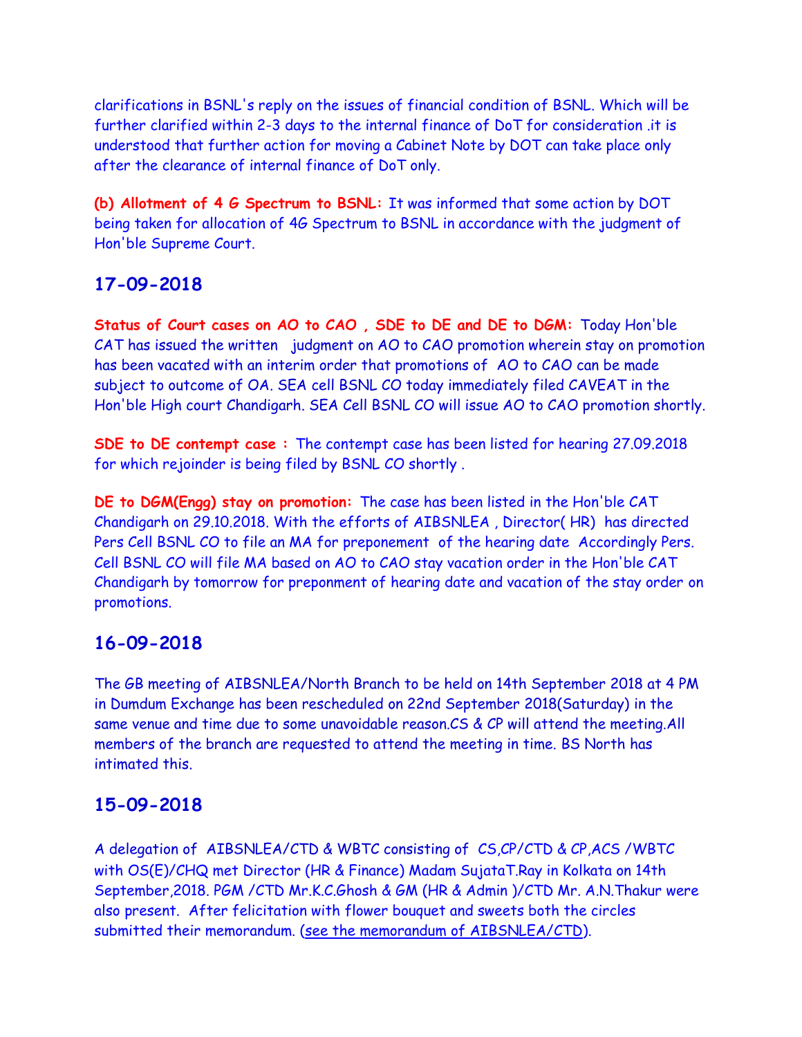clarifications in BSNL's reply on the issues of financial condition of BSNL. Which will be further clarified within 2-3 days to the internal finance of DoT for consideration .it is understood that further action for moving a Cabinet Note by DOT can take place only after the clearance of internal finance of DoT only.

**(b) Allotment of 4 G Spectrum to BSNL:** It was informed that some action by DOT being taken for allocation of 4G Spectrum to BSNL in accordance with the judgment of Hon'ble Supreme Court.

## 17-09-2018

**Status of Court cases on AO to CAO , SDE to DE and DE to DGM:** Today Hon'ble CAT has issued the written judgment on AO to CAO promotion wherein stay on promotion has been vacated with an interim order that promotions of AO to CAO can be made subject to outcome of OA. SEA cell BSNL CO today immediately filed CAVEAT in the Hon'ble High court Chandigarh. SEA Cell BSNL CO will issue AO to CAO promotion shortly.

**SDE to DE contempt case :** The contempt case has been listed for hearing 27.09.2018 for which rejoinder is being filed by BSNL CO shortly .

**DE to DGM(Engg) stay on promotion:** The case has been listed in the Hon'ble CAT Chandigarh on 29.10.2018. With the efforts of AIBSNLEA , Director( HR) has directed Pers Cell BSNL CO to file an MA for preponement of the hearing date Accordingly Pers. Cell BSNL CO will file MA based on AO to CAO stay vacation order in the Hon'ble CAT Chandigarh by tomorrow for prepondment of hearing date and vacation of the stay order on promotions.

## 16-09-2018

The GB meeting of AIBSNLEA/North Branch to be held on 14th September 2018 at 4 PM in Dumdum Exchange has been rescheduled on 22nd September 2018(Saturday) in the same venue and time due to some unavoidable reason.CS & CP will attend the meeting.All members of the branch are requested to attend the meeting in time. BS North has intimated this.

## 15-09-2018

A delegation of AIBSNLEA/CTD & WBTC consisting of CS,CP/CTD & CP,ACS /WBTC with OS(E)/CHQ met Director (HR & Finance) Madam SujataT.Ray in Kolkata on 14th September,2018. PGM /CTD Mr.K.C.Ghosh & GM (HR & Admin )/CTD Mr. A.N.Thakur were also present. After felicitation with flower bouquet and sweets both the circles submitted their memorandum. (see the memorandum of AIBSNLEA/CTD).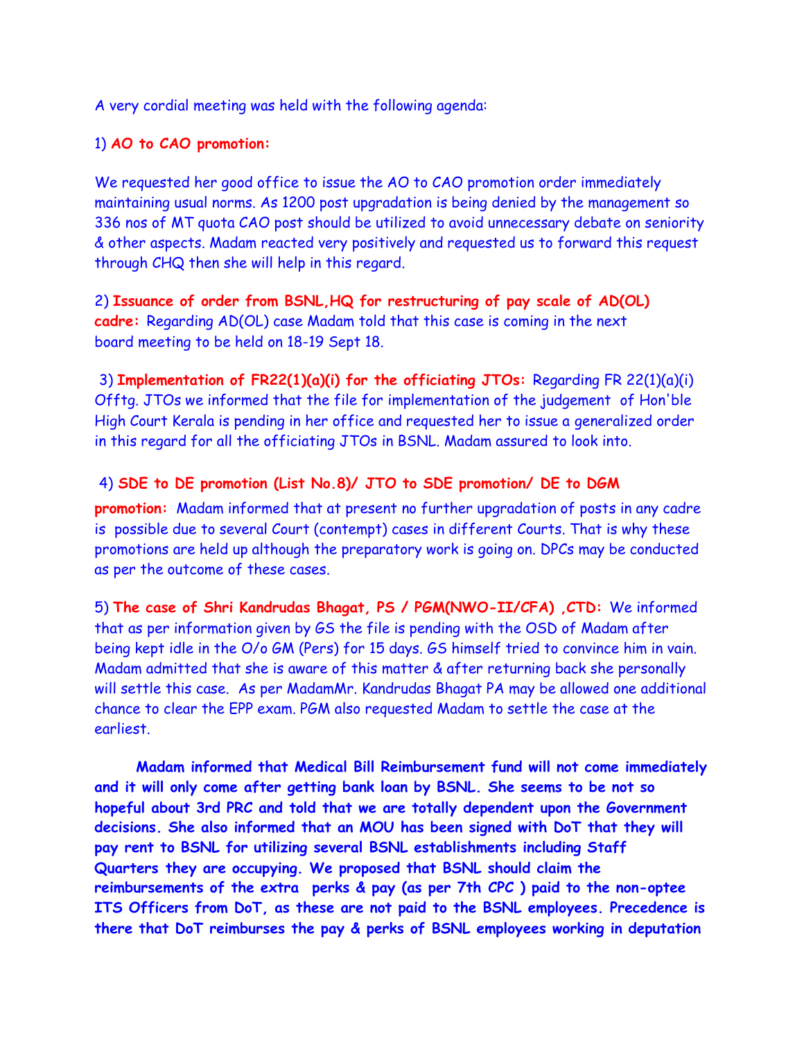A very cordial meeting was held with the following agenda:

1) **AO to CAO promotion:**

We requested her good office to issue the AO to CAO promotion order immediately maintaining usual norms. As 1200 post upgradation is being denied by the management so 336 nos of MT quota CAO post should be utilized to avoid unnecessary debate on seniority & other aspects. Madam reacted very positively and requested us to forward this request through CHQ then she will help in this regard.

2) **Issuance of order from BSNL,HQ for restructuring of pay scale of AD(OL) cadre:** Regarding AD(OL) case Madam told that this case is coming in the next board meeting to be held on 18-19 Sept 18.

3) **Implementation of FR22(1)(a)(i) for the officiating JTOs:** Regarding FR 22(1)(a)(i) Offtg. JTOs we informed that the file for implementation of the judgement of Hon'ble High Court Kerala is pending in her office and requested her to issue a generalized order in this regard for all the officiating JTOs in BSNL. Madam assured to look into.

4) **SDE to DE promotion (List No.8)/ JTO to SDE promotion/ DE to DGM promotion:** Madam informed that at present no further upgradation of posts in any cadre is possible due to several Court (contempt) cases in different Courts. That is why these promotions are held up although the preparatory work is going on. DPCs may be conducted as per the outcome of these cases.

5) **The case of Shri Kandrudas Bhagat, PS / PGM(NWO-II/CFA) ,CTD:** We informed that as per information given by GS the file is pending with the OSD of Madam after being kept idle in the O/o GM (Pers) for 15 days. GS himself tried to convince him in vain. Madam admitted that she is aware of this matter & after returning back she personally will settle this case. As per MadamMr. Kandrudas Bhagat PA may be allowed one additional chance to clear the EPP exam. PGM also requested Madam to settle the case at the earliest.

**Madam informed that Medical Bill Reimbursement fund will not come immediately and it will only come after getting bank loan by BSNL. She seems to be not so hopeful about 3rd PRC and told that we are totally dependent upon the Government decisions. She also informed that an MOU has been signed with DoT that they will pay rent to BSNL for utilizing several BSNL establishments including Staff Quarters they are occupying. We proposed that BSNL should claim the reimbursements of the extra perks & pay (as per 7th CPC ) paid to the non-optee ITS Officers from DoT, as these are not paid to the BSNL employees. Precedence is there that DoT reimburses the pay & perks of BSNL employees working in deputation**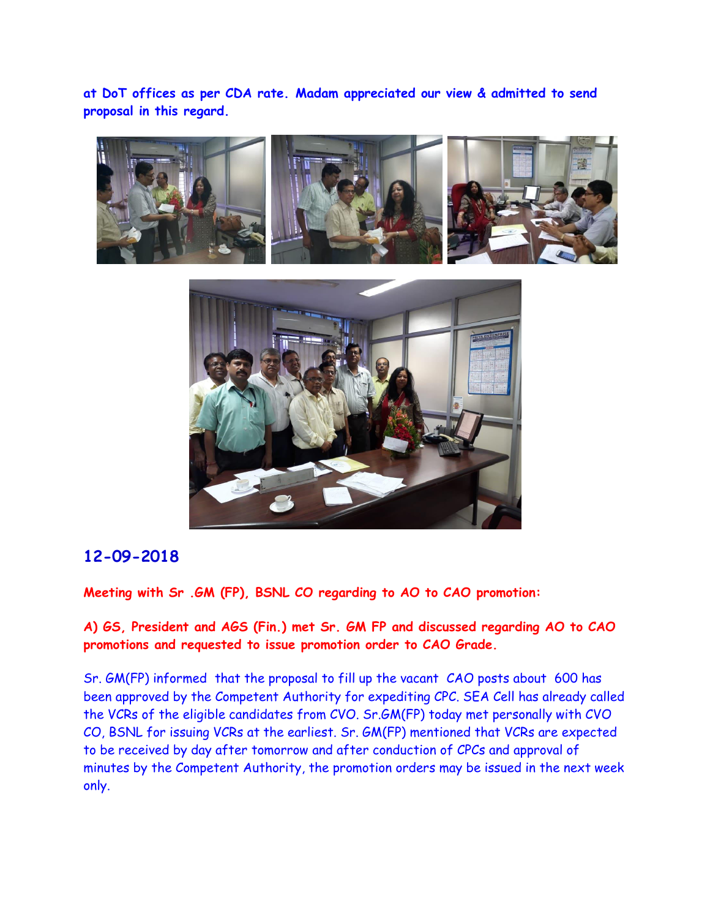**at DoT offices as per CDA rate. Madam appreciated our view & admitted to send proposal in this regard.**

## 12-09-2018

**Meeting with Sr .GM (FP), BSNL CO regarding to AO to CAO promotion:**

**A) GS, President and AGS (Fin.) met Sr. GM FP and discussed regarding AO to CAO promotions and requested to issue promotion order to CAO Grade.**

Sr. GM(FP) informed that the proposal to fill up the vacant CAO posts about 600 has been approved by the Competent Authority for expediting CPC. SEA Cell has already called the VCRs of the eligible candidates from CVO. Sr.GM(FP) today met personally with CVO CO, BSNL for issuing VCRs at the earliest. Sr. GM(FP) mentioned that VCRs are expected to be received by day after tomorrow and after conduction of CPCs and approval of minutes by the Competent Authority, the promotion orders may be issued in the next week only.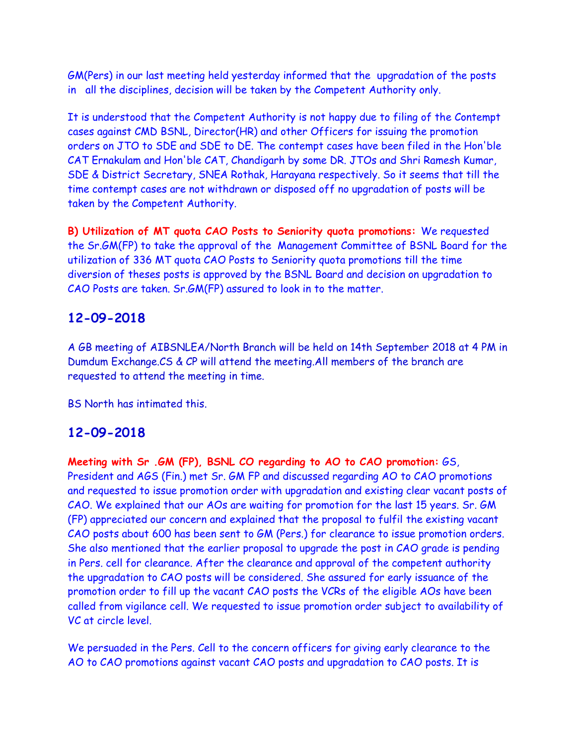GM(Pers) in our last meeting held yesterday informed that the upgradation of the posts in all the disciplines, decision will be taken by the Competent Authority only.

It is understood that the Competent Authority is not happy due to filing of the Contempt cases against CMD BSNL, Director(HR) and other Officers for issuing the promotion orders on JTO to SDE and SDE to DE. The contempt cases have been filed in the Hon'ble CAT Ernakulam and Hon'ble CAT, Chandigarh by some DR. JTOs and Shri Ramesh Kumar, SDE & District Secretary, SNEA Rothak, Harayana respectively. So it seems that till the time contempt cases are not withdrawn or disposed off no upgradation of posts will be taken by the Competent Authority.

**B) Utilization of MT quota CAO Posts to Seniority quota promotions:** We requested the Sr.GM(FP) to take the approval of the Management Committee of BSNL Board for the utilization of 336 MT quota CAO Posts to Seniority quota promotions till the time diversion of theses posts is approved by the BSNL Board and decision on upgradation to CAO Posts are taken. Sr.GM(FP) assured to look in to the matter.

## 12-09-2018

A GB meeting of AIBSNLEA/North Branch will be held on 14th September 2018 at 4 PM in Dumdum Exchange.CS & CP will attend the meeting.All members of the branch are requested to attend the meeting in time.

BS North has intimated this.

## 12-09-2018

**Meeting with Sr .GM (FP), BSNL CO regarding to AO to CAO promotion:** GS, President and AGS (Fin.) met Sr. GM FP and discussed regarding AO to CAO promotions and requested to issue promotion order with upgradation and existing clear vacant posts of CAO. We explained that our AOs are waiting for promotion for the last 15 years. Sr. GM (FP) appreciated our concern and explained that the proposal to fulfil the existing vacant CAO posts about 600 has been sent to GM (Pers.) for clearance to issue promotion orders. She also mentioned that the earlier proposal to upgrade the post in CAO grade is pending in Pers. cell for clearance. After the clearance and approval of the competent authority the upgradation to CAO posts will be considered. She assured for early issuance of the promotion order to fill up the vacant CAO posts the VCRs of the eligible AOs have been called from vigilance cell. We requested to issue promotion order subject to availability of VC at circle level.

We persuaded in the Pers. Cell to the concern officers for giving early clearance to the AO to CAO promotions against vacant CAO posts and upgradation to CAO posts. It is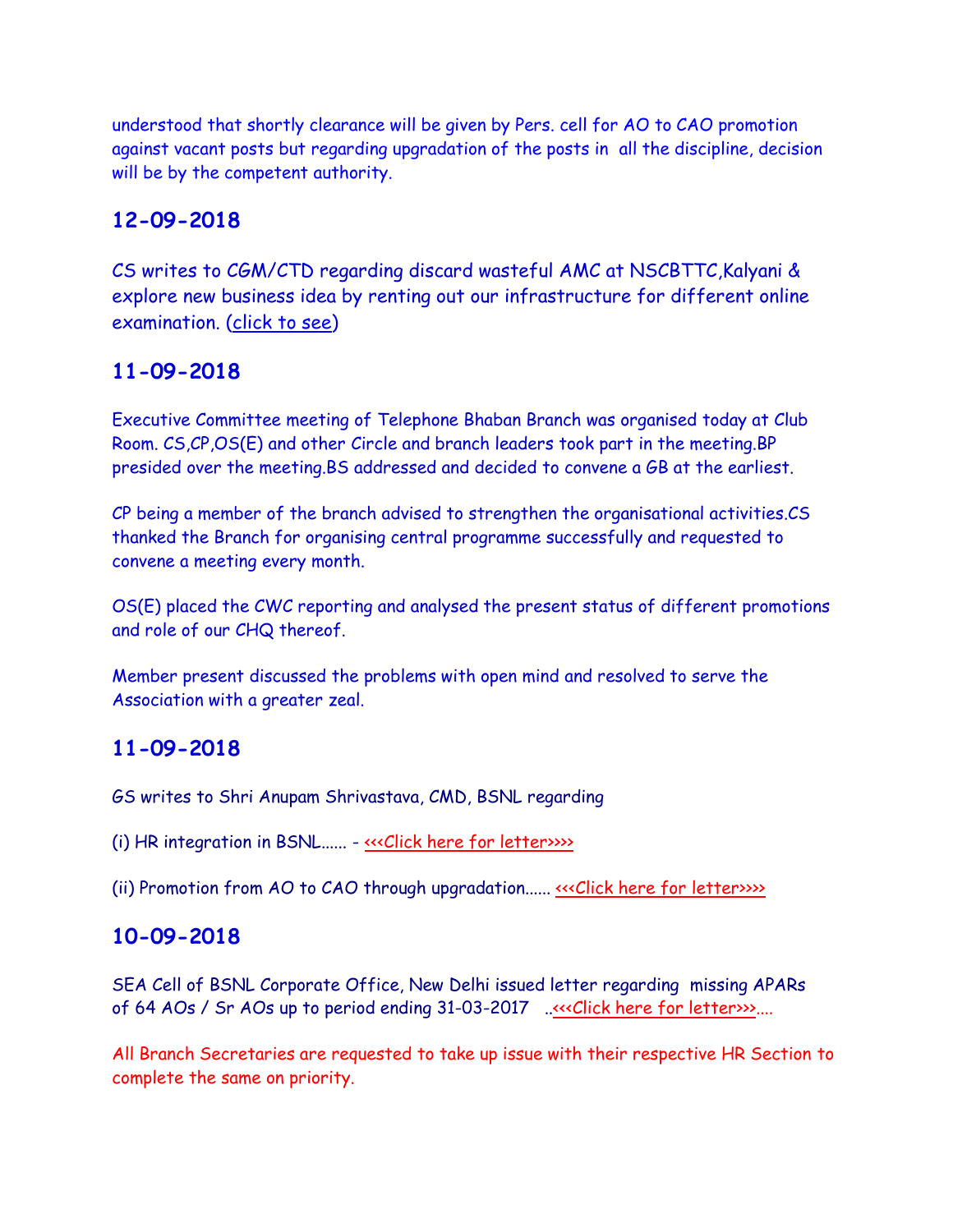understood that shortly clearance will be given by Pers. cell for AO to CAO promotion against vacant posts but regarding upgradation of the posts in all the discipline, decision will be by the competent authority.

## 12-09-2018

CS writes to CGM/CTD regarding discard wasteful AMC at NSCBTTC,Kalyani & explore new business idea by renting out our infrastructure for different online examination. (click to see)

## 11-09-2018

Executive Committee meeting of Telephone Bhaban Branch was organised today at Club Room. CS,CP,OS(E) and other Circle and branch leaders took part in the meeting.BP presided over the meeting.BS addressed and decided to convene a GB at the earliest.

CP being a member of the branch advised to strengthen the organisational activities.CS thanked the Branch for organising central programme successfully and requested to convene a meeting every month.

OS(E) placed the CWC reporting and analysed the present status of different promotions and role of our CHQ thereof.

Member present discussed the problems with open mind and resolved to serve the Association with a greater zeal.

## 11-09-2018

GS writes to Shri Anupam Shrivastava, CMD, BSNL regarding

(i) HR integration in BSNL...... - <<<Click here for letter>>>>

(ii) Promotion from AO to CAO through upgradation...... <<<Click here for letter>>>>

## 10-09-2018

SEA Cell of BSNL Corporate Office, New Delhi issued letter regarding missing APARs of 64 AOs / Sr AOs up to period ending 31-03-2017 ..<<<Click here for letter>>>....

All Branch Secretaries are requested to take up issue with their respective HR Section to complete the same on priority.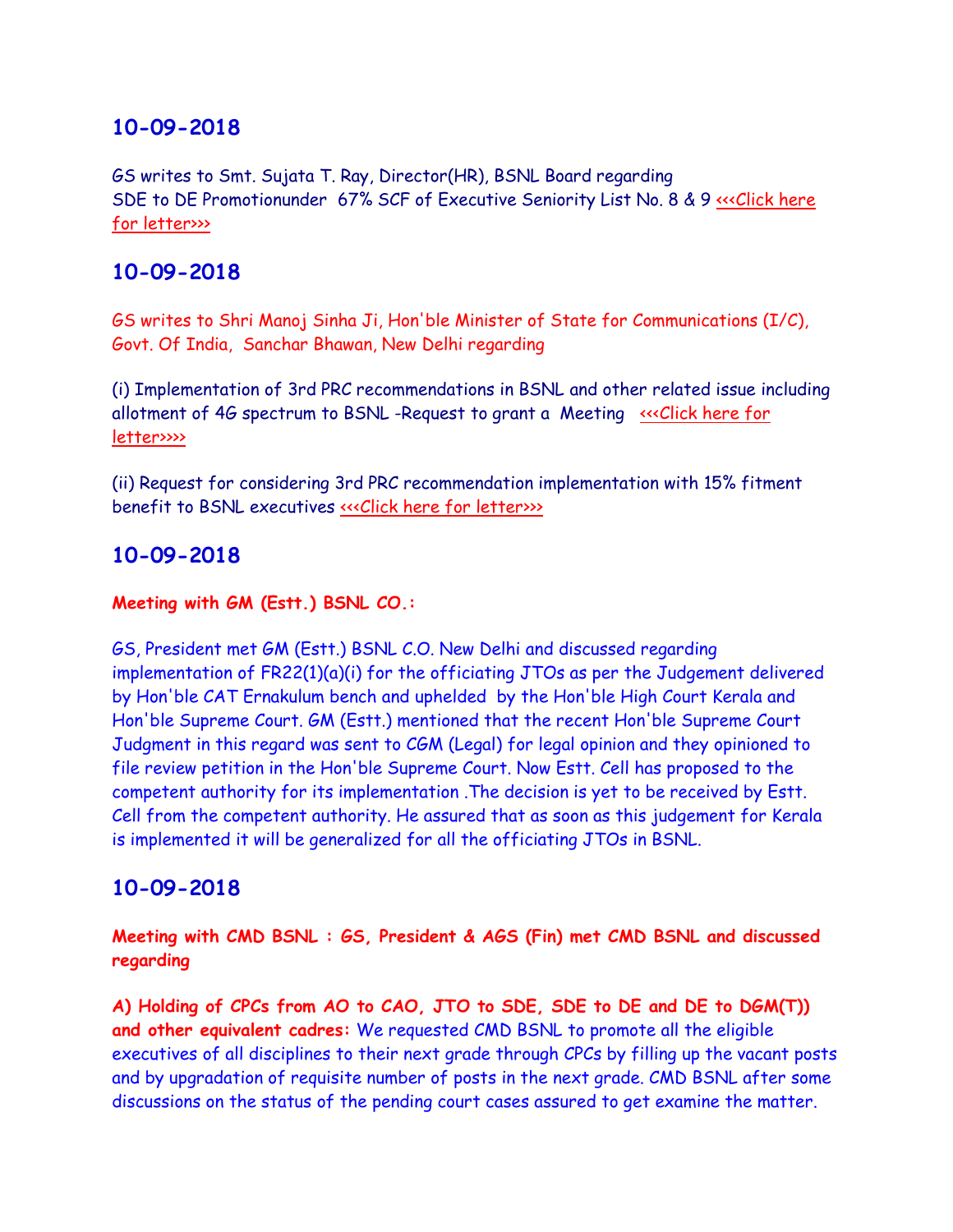## 10-09-2018

GS writes to Smt. Sujata T. Ray, Director(HR), BSNL Board regarding SDE to DE Promotionunder 67% SCF of Executive Seniority List No. 8 & 9 <<<Click here for letter>>>

## 10-09-2018

GS writes to Shri Manoj Sinha Ji, Hon'ble Minister of State for Communications (I/C), Govt. Of India, Sanchar Bhawan, New Delhi regarding

(i) Implementation of 3rd PRC recommendations in BSNL and other related issue including allotment of 4G spectrum to BSNL -Request to grant a Meeting <<<Click here for letter>>>>

(ii) Request for considering 3rd PRC recommendation implementation with 15% fitment benefit to BSNL executives <<<Click here for letter>>>

## 10-09-2018

**Meeting with GM (Estt.) BSNL CO.:**

GS, President met GM (Estt.) BSNL C.O. New Delhi and discussed regarding implementation of FR22(1)(a)(i) for the officiating JTOs as per the Judgement delivered by Hon'ble CAT Ernakulum bench and upheld by the Hon'ble High Court Kerala and Hon'ble Supreme Court. GM (Estt.) mentioned that the recent Hon'ble Supreme Court Judgment in this regard was sent to CGM (Legal) for legal opinion and they opinioned to file review petition in the Hon'ble Supreme Court. Now Estt. Cell has proposed to the competent authority for its implementation .The decision is yet to be received by Estt. Cell from the competent authority. He assured that as soon as this judgement for Kerala is implemented it will be generalized for all the officiating JTOs in BSNL.

## 10-09-2018

**Meeting with CMD BSNL : GS, President & AGS (Fin) met CMD BSNL and discussed regarding**

**A) Holding of CPCs from AO to CAO, JTO to SDE, SDE to DE and DE to DGM(T)) and other equivalent cadres:** We requested CMD BSNL to promote all the eligible executives of all disciplines to their next grade through CPCs by filling up the vacant posts and by upgradation of requisite number of posts in the next grade. CMD BSNL after some discussions on the status of the pending court cases assured to get examine the matter.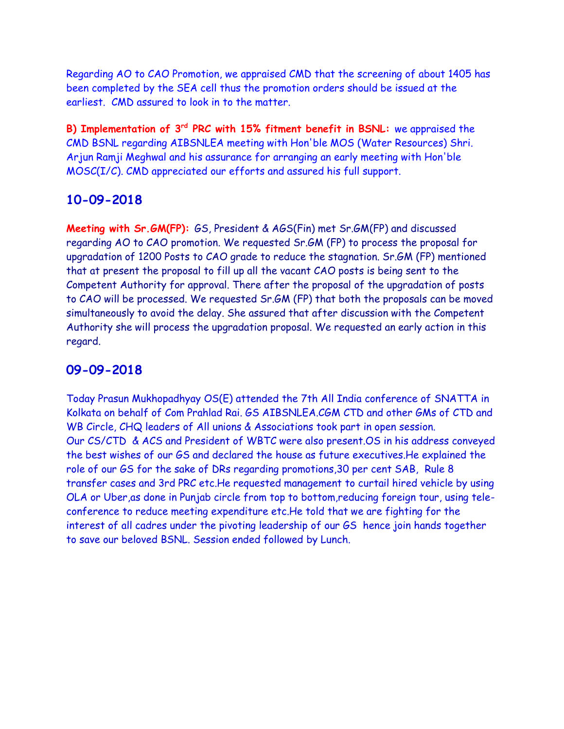Regarding AO to CAO Promotion, we appraised CMD that the screening of about 1405 has been completed by the SEA cell thus the promotion orders should be issued at the earliest. CMD assured to look in to the matter.

**B) Implementation of 3rd PRC with 15% fitment benefit in BSNL:** we appraised the CMD BSNL regarding AIBSNLEA meeting with Hon'ble MOS (Water Resources) Shri. Arjun Ramji Meghwal and his assurance for arranging an early meeting with Hon'ble MOSC(I/C). CMD appreciated our efforts and assured his full support.

## 10-09-2018

**Meeting with Sr.GM(FP):** GS, President & AGS(Fin) met Sr.GM(FP) and discussed regarding AO to CAO promotion. We requested Sr.GM (FP) to process the proposal for upgradation of 1200 Posts to CAO grade to reduce the stagnation. Sr.GM (FP) mentioned that at present the proposal to fill up all the vacant CAO posts is being sent to the Competent Authority for approval. There after the proposal of the upgradation of posts to CAO will be processed. We requested Sr.GM (FP) that both the proposals can be moved simultaneously to avoid the delay. She assured that after discussion with the Competent Authority she will process the upgradation proposal. We requested an early action in this regard.

## 09-09-2018

Today Prasun Mukhopadhyay OS(E) attended the 7th All India conference of SNATTA in Kolkata on behalf of Com Prahlad Rai. GS AIBSNLEA.CGM CTD and other GMs of CTD and WB Circle, CHQ leaders of All unions & Associations took part in open session. Our CS/CTD & ACS and President of WBTC were also present.OS in his address conveyed the best wishes of our GS and declared the house as future executives.He explained the role of our GS for the sake of DRs regarding promotions,30 per cent SAB, Rule 8 transfer cases and 3rd PRC etc.He requested management to curtail hired vehicle by using OLA or Uber,as done in Punjab circle from top to bottom,reducing foreign tour, using tele-conference to reduce meeting expenditure etc.He told that we are fighting for the interest of all cadres under the pivoting leadership of our GS hence join hands together to save our beloved BSNL. Session ended followed by Lunch.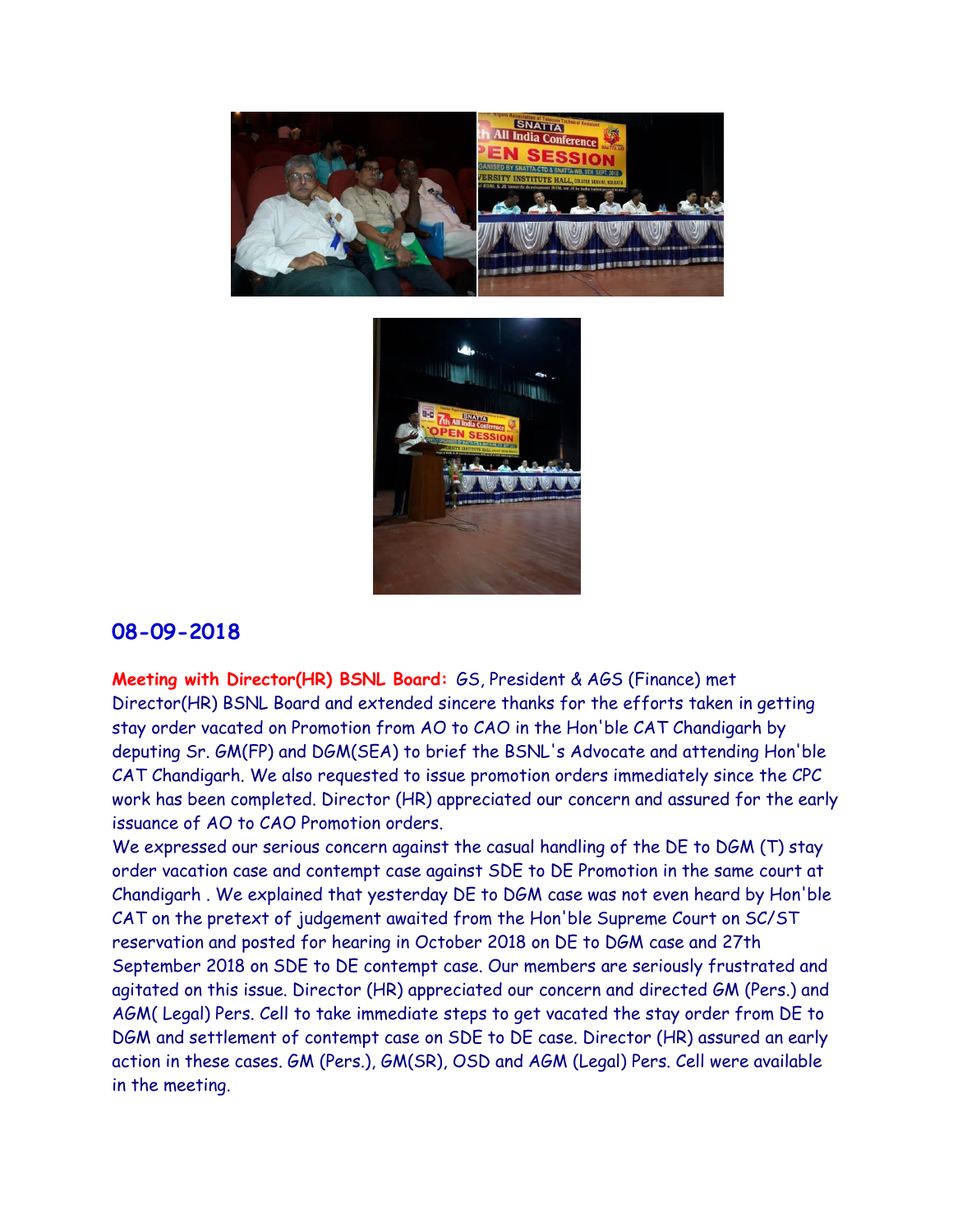## 08-09-2018

**Meeting with Director(HR) BSNL Board:** GS, President & AGS (Finance) met Director(HR) BSNL Board and extended sincere thanks for the efforts taken in getting stay order vacated on Promotion from AO to CAO in the Hon'ble CAT Chandigarh by deputing Sr. GM(FP) and DGM(SEA) to brief the BSNL's Advocate and attending Hon'ble CAT Chandigarh. We also requested to issue promotion orders immediately since the CPC work has been completed. Director (HR) appreciated our concern and assured for the early issuance of AO to CAO Promotion orders.

We expressed our serious concern against the casual handling of the DE to DGM (T) stay order vacation case and contempt case against SDE to DE Promotion in the same court at Chandigarh . We explained that yesterday DE to DGM case was not even heard by Hon'ble CAT on the pretext of judgement awaited from the Hon'ble Supreme Court on SC/ST reservation and posted for hearing in October 2018 on DE to DGM case and 27th September 2018 on SDE to DE contempt case. Our members are seriously frustrated and agitated on this issue. Director (HR) appreciated our concern and directed GM (Pers.) and AGM( Legal) Pers. Cell to take immediate steps to get vacated the stay order from DE to DGM and settlement of contempt case on SDE to DE case. Director (HR) assured an early action in these cases. GM (Pers.), GM(SR), OSD and AGM (Legal) Pers. Cell were available in the meeting.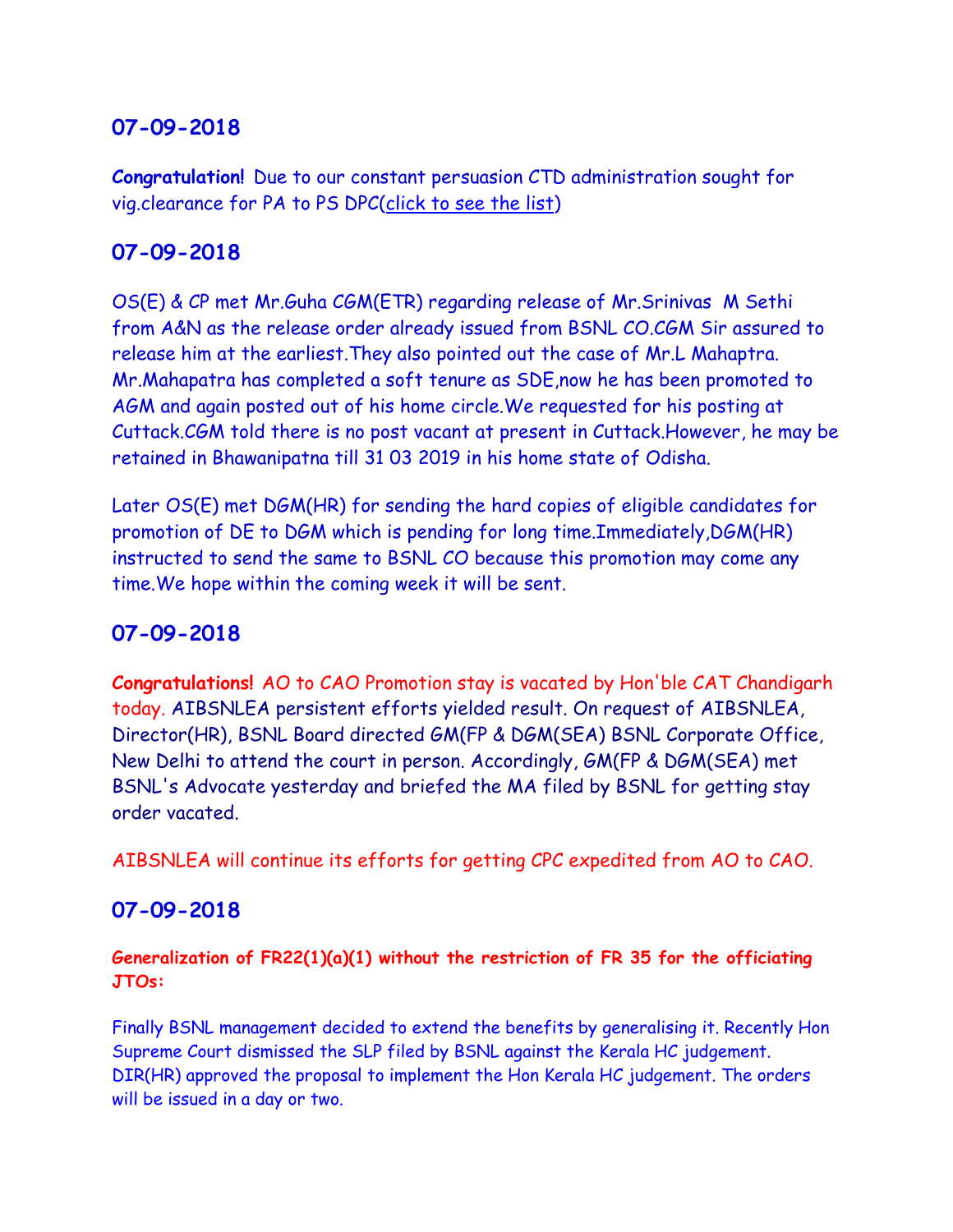## 07-09-2018

**Congratulation!** Due to our constant persuasion CTD administration sought for vig.clearance for PA to PS DPC(click to see the list)

## 07-09-2018

OS(E) & CP met Mr.Guha CGM(ETR) regarding release of Mr.Srinivas M Sethi from A&N as the release order already issued from BSNL CO.CGM Sir assured to release him at the earliest.They also pointed out the case of Mr.L Mahaptra. Mr.Mahapatra has completed a soft tenure as SDE,now he has been promoted to AGM and again posted out of his home circle.We requested for his posting at Cuttack.CGM told there is no post vacant at present in Cuttack.However, he may be retained in Bhawanipatna till 31 03 2019 in his home state of Odisha.

Later OS(E) met DGM(HR) for sending the hard copies of eligible candidates for promotion of DE to DGM which is pending for long time.Immediately,DGM(HR) instructed to send the same to BSNL CO because this promotion may come any time.We hope within the coming week it will be sent.

## 07-09-2018

**Congratulations!** AO to CAO Promotion stay is vacated by Hon'ble CAT Chandigarh today. AIBSNLEA persistent efforts yielded result. On request of AIBSNLEA, Director(HR), BSNL Board directed GM(FP & DGM(SEA) BSNL Corporate Office, New Delhi to attend the court in person. Accordingly, GM(FP & DGM(SEA) met BSNL's Advocate yesterday and briefed the MA filed by BSNL for getting stay order vacated.

AIBSNLEA will continue its efforts for getting CPC expedited from AO to CAO.

## 07-09-2018

**Generalization of FR22(1)(a)(1) without the restriction of FR 35 for the officiating JTOs:**

Finally BSNL management decided to extend the benefits by generalising it. Recently Hon Supreme Court dismissed the SLP filed by BSNL against the Kerala HC judgement. DIR(HR) approved the proposal to implement the Hon Kerala HC judgement. The orders will be issued in a day or two.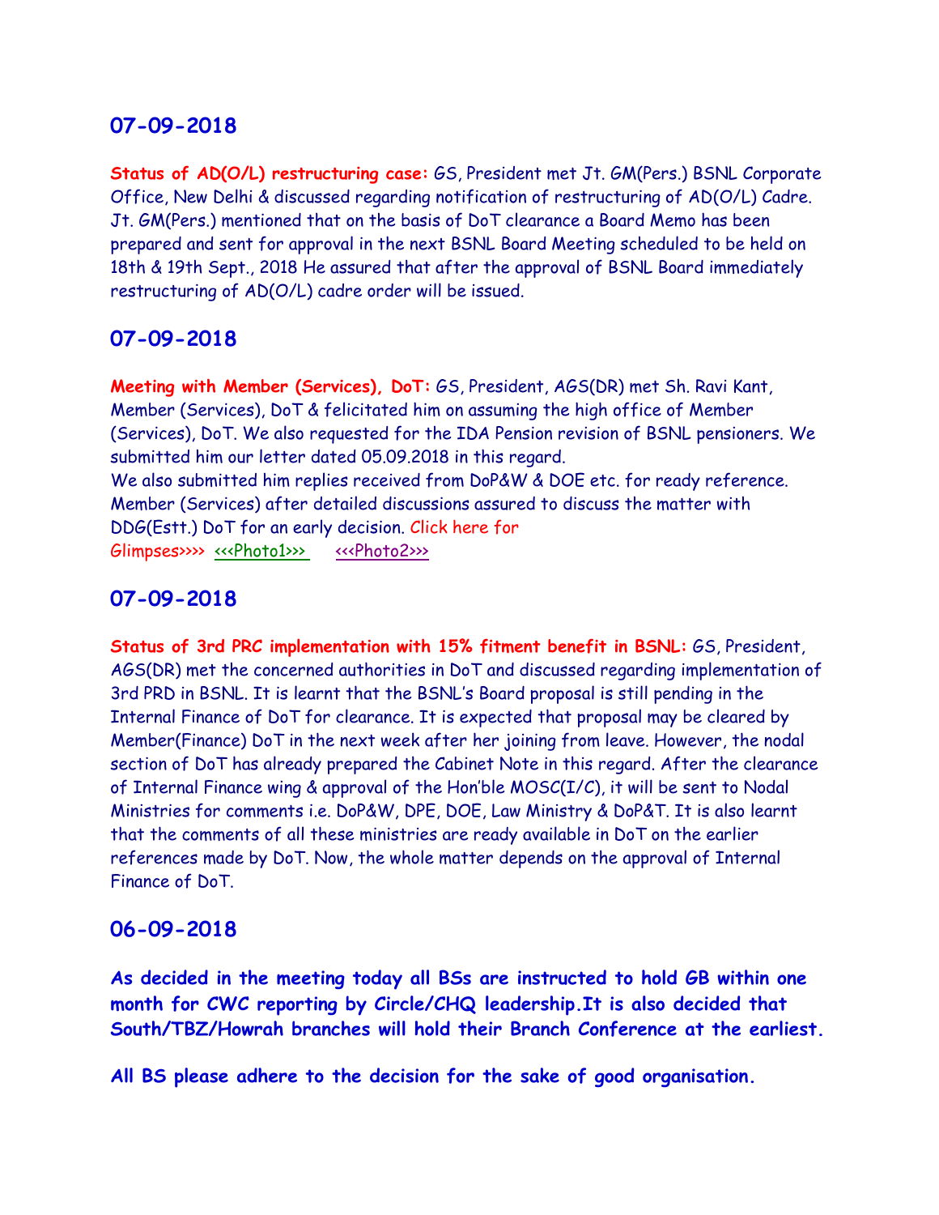## 07-09-2018

**Status of AD(O/L) restructuring case:** GS, President met Jt. GM(Pers.) BSNL Corporate Office, New Delhi & discussed regarding notification of restructuring of AD(O/L) Cadre. Jt. GM(Pers.) mentioned that on the basis of DoT clearance a Board Memo has been prepared and sent for approval in the next BSNL Board Meeting scheduled to be held on 18th & 19th Sept., 2018 He assured that after the approval of BSNL Board immediately restructuring of AD(O/L) cadre order will be issued.

## 07-09-2018

**Meeting with Member (Services), DoT:** GS, President, AGS(DR) met Sh. Ravi Kant, Member (Services), DoT & felicitated him on assuming the high office of Member (Services), DoT. We also requested for the IDA Pension revision of BSNL pensioners. We submitted him our letter dated 05.09.2018 in this regard.
We also submitted him replies received from DoP&W & DOE etc. for ready reference. Member (Services) after detailed discussions assured to discuss the matter with DDG(Estt.) DoT for an early decision. Click here for Glimpses>>>> <<<Photo1>>> <<<Photo2>>>

## 07-09-2018

**Status of 3rd PRC implementation with 15% fitment benefit in BSNL:** GS, President, AGS(DR) met the concerned authorities in DoT and discussed regarding implementation of 3rd PRD in BSNL. It is learnt that the BSNL's Board proposal is still pending in the Internal Finance of DoT for clearance. It is expected that proposal may be cleared by Member(Finance) DoT in the next week after her joining from leave. However, the nodal section of DoT has already prepared the Cabinet Note in this regard. After the clearance of Internal Finance wing & approval of the Hon'ble MOSC(I/C), it will be sent to Nodal Ministries for comments i.e. DoP&W, DPE, DOE, Law Ministry & DoP&T. It is also learnt that the comments of all these ministries are ready available in DoT on the earlier references made by DoT. Now, the whole matter depends on the approval of Internal Finance of DoT.

## 06-09-2018

**As decided in the meeting today all BSs are instructed to hold GB within one month for CWC reporting by Circle/CHQ leadership.It is also decided that South/TBZ/Howrah branches will hold their Branch Conference at the earliest.**

**All BS please adhere to the decision for the sake of good organisation.**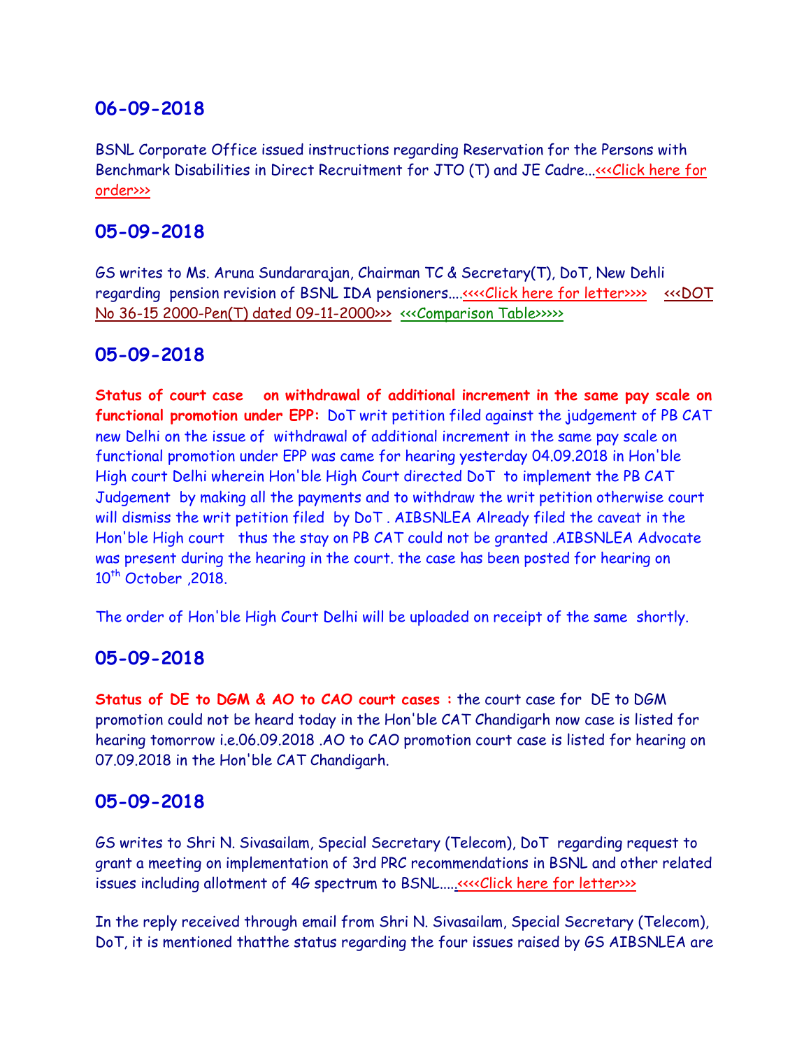## 06-09-2018

BSNL Corporate Office issued instructions regarding Reservation for the Persons with Benchmark Disabilities in Direct Recruitment for JTO (T) and JE Cadre...<<<Click here for order>>>

## 05-09-2018

GS writes to Ms. Aruna Sundararajan, Chairman TC & Secretary(T), DoT, New Dehli regarding pension revision of BSNL IDA pensioners....<<<<Click here for letter>>>> <<<DOT No 36-15 2000-Pen(T) dated 09-11-2000>>> <<<Comparison Table>>>>>

## 05-09-2018

**Status of court case on withdrawal of additional increment in the same pay scale on functional promotion under EPP:** DoT writ petition filed against the judgement of PB CAT new Delhi on the issue of withdrawal of additional increment in the same pay scale on functional promotion under EPP was came for hearing yesterday 04.09.2018 in Hon'ble High court Delhi wherein Hon'ble High Court directed DoT to implement the PB CAT Judgement by making all the payments and to withdraw the writ petition otherwise court will dismiss the writ petition filed by DoT . AIBSNLEA Already filed the caveat in the Hon'ble High court thus the stay on PB CAT could not be granted .AIBSNLEA Advocate was present during the hearing in the court. the case has been posted for hearing on 10th October ,2018.

The order of Hon'ble High Court Delhi will be uploaded on receipt of the same shortly.

## 05-09-2018

**Status of DE to DGM & AO to CAO court cases :** the court case for DE to DGM promotion could not be heard today in the Hon'ble CAT Chandigarh now case is listed for hearing tomorrow i.e.06.09.2018 .AO to CAO promotion court case is listed for hearing on 07.09.2018 in the Hon'ble CAT Chandigarh.

## 05-09-2018

GS writes to Shri N. Sivasailam, Special Secretary (Telecom), DoT regarding request to grant a meeting on implementation of 3rd PRC recommendations in BSNL and other related issues including allotment of 4G spectrum to BSNL.....<<<<Click here for letter>>>

In the reply received through email from Shri N. Sivasailam, Special Secretary (Telecom), DoT, it is mentioned thatthe status regarding the four issues raised by GS AIBSNLEA are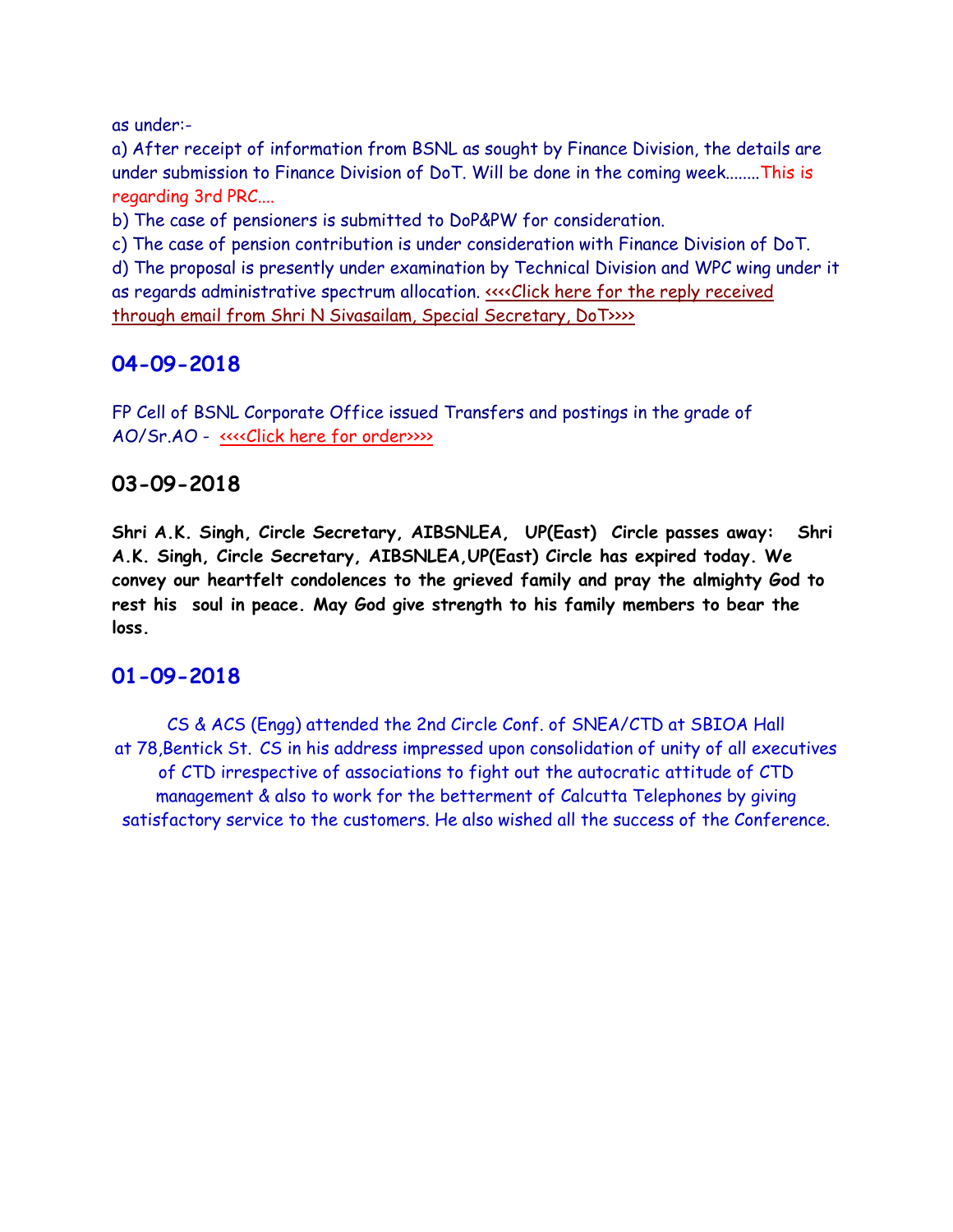as under:-

a) After receipt of information from BSNL as sought by Finance Division, the details are under submission to Finance Division of DoT. Will be done in the coming week........This is regarding 3rd PRC....

b) The case of pensioners is submitted to DoP&PW for consideration.

c) The case of pension contribution is under consideration with Finance Division of DoT.

d) The proposal is presently under examination by Technical Division and WPC wing under it as regards administrative spectrum allocation. <<<<Click here for the reply received through email from Shri N Sivasailam, Special Secretary, DoT>>>>

## 04-09-2018

FP Cell of BSNL Corporate Office issued Transfers and postings in the grade of AO/Sr.AO - <<<<Click here for order>>>>

## 03-09-2018

**Shri A.K. Singh, Circle Secretary, AIBSNLEA, UP(East) Circle passes away: Shri A.K. Singh, Circle Secretary, AIBSNLEA,UP(East) Circle has expired today. We convey our heartfelt condolences to the grieved family and pray the almighty God to rest his soul in peace. May God give strength to his family members to bear the loss.**

## 01-09-2018

CS & ACS (Engg) attended the 2nd Circle Conf. of SNEA/CTD at SBIOA Hall at 78,Bentick St. CS in his address impressed upon consolidation of unity of all executives of CTD irrespective of associations to fight out the autocratic attitude of CTD management & also to work for the betterment of Calcutta Telephones by giving satisfactory service to the customers. He also wished all the success of the Conference.